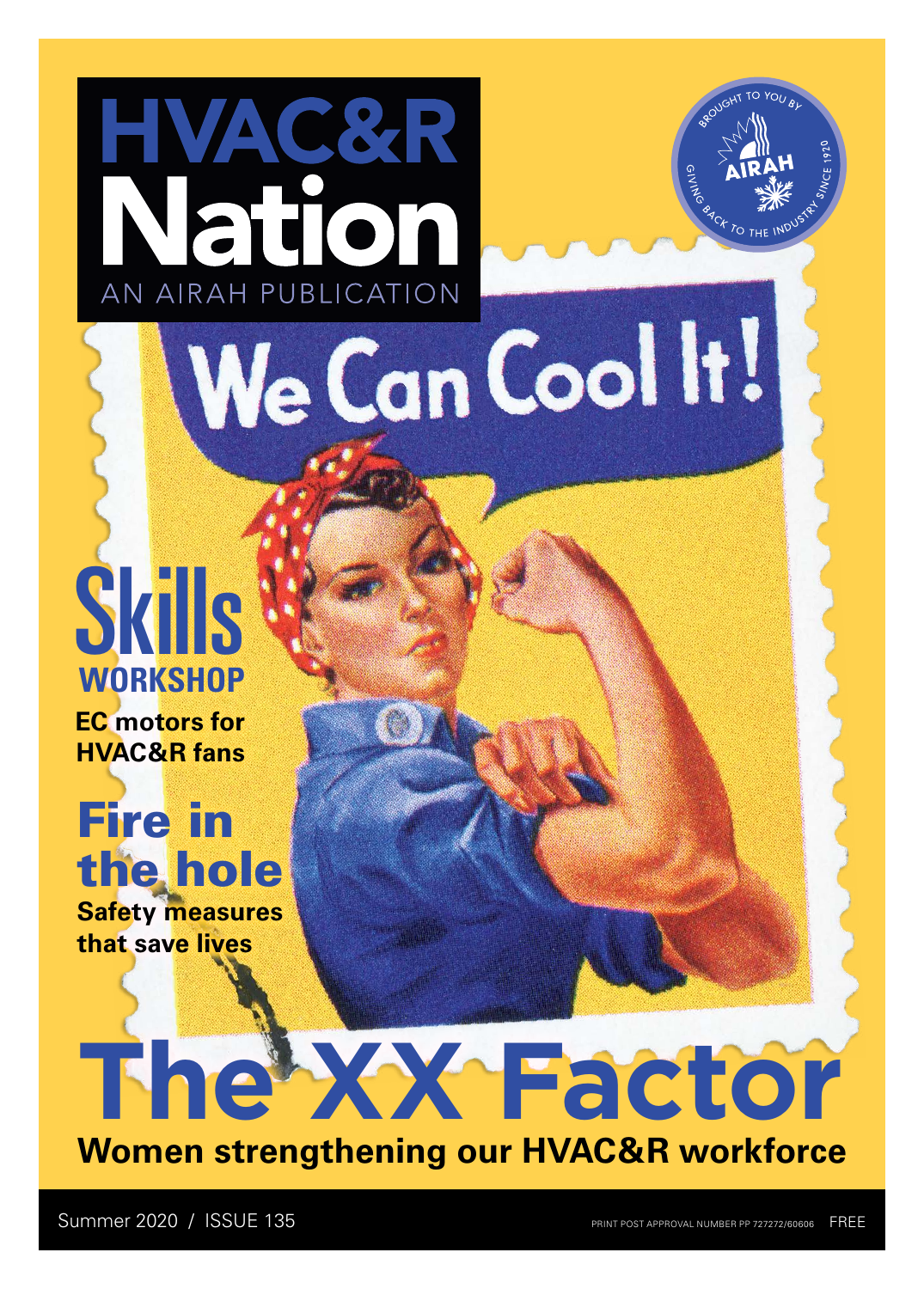# HVAC&R Nation

AN AIRAH PUBLICATION

BROUGHT TO YOU BY AIRAH — GIVING BACK TO THE INDUSTRY SINCE 1920

We Can Cool It!

## Skills WORKSHOP

**EC motors for HVAC&R fans**

## Fire in the hole

**Safety measures that save lives**

# The XX Factor

**Women strengthening our HVAC&R workforce**

Summer 2020 / ISSUE 135

PRINT POST APPROVAL NUMBER PP 727272/60606 FREE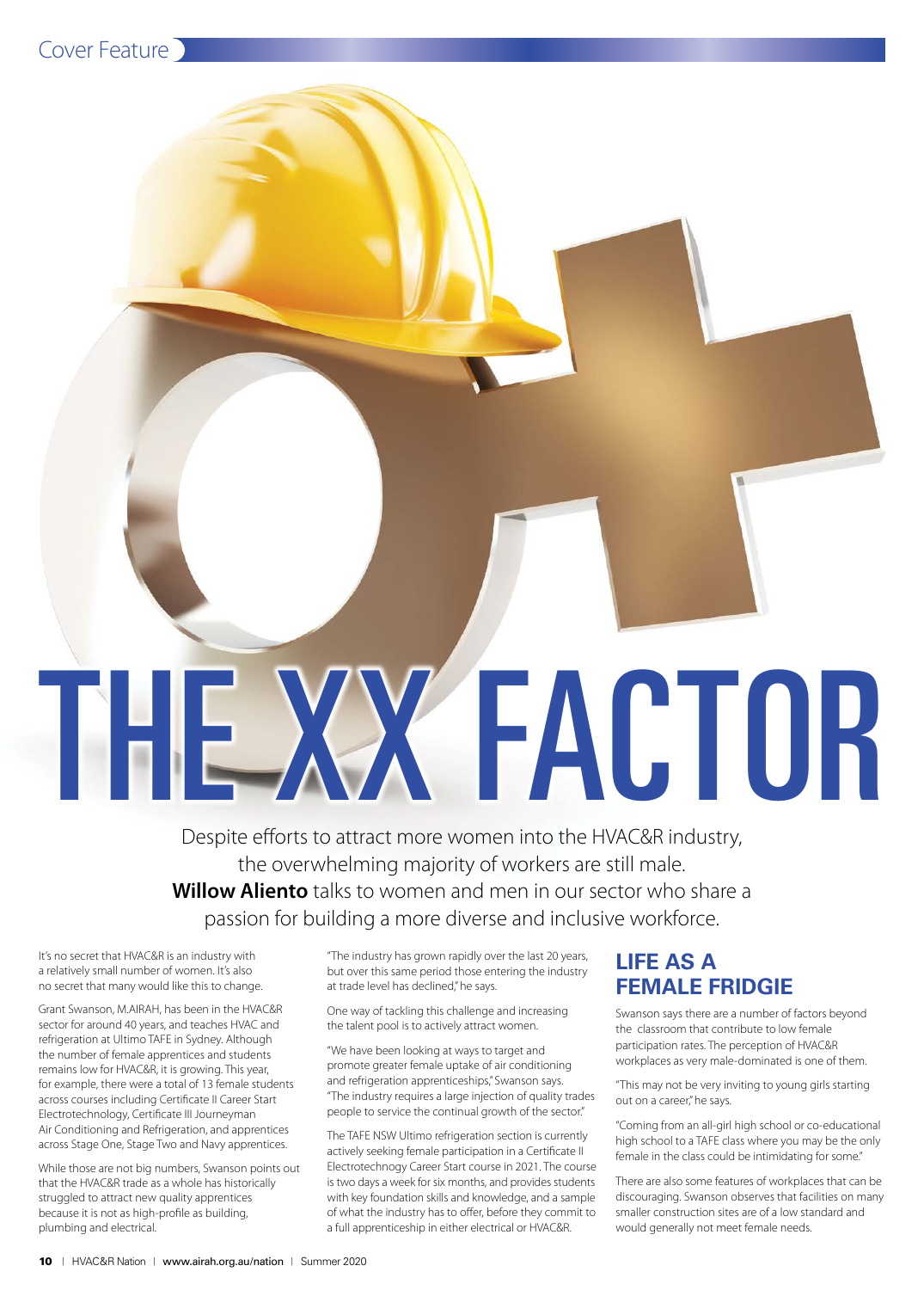# THE XX FACTOR

Despite efforts to attract more women into the HVAC&R industry, the overwhelming majority of workers are still male. **Willow Aliento** talks to women and men in our sector who share a passion for building a more diverse and inclusive workforce.

It's no secret that HVAC&R is an industry with a relatively small number of women. It's also no secret that many would like this to change.

Grant Swanson, M.AIRAH, has been in the HVAC&R sector for around 40 years, and teaches HVAC and refrigeration at Ultimo TAFE in Sydney. Although the number of female apprentices and students remains low for HVAC&R, it is growing. This year, for example, there were a total of 13 female students across courses including Certificate II Career Start Electrotechnology, Certificate III Journeyman Air Conditioning and Refrigeration, and apprentices across Stage One, Stage Two and Navy apprentices.

While those are not big numbers, Swanson points out that the HVAC&R trade as a whole has historically struggled to attract new quality apprentices because it is not as high-profile as building, plumbing and electrical.

"The industry has grown rapidly over the last 20 years, but over this same period those entering the industry at trade level has declined," he says.

One way of tackling this challenge and increasing the talent pool is to actively attract women.

"We have been looking at ways to target and promote greater female uptake of air conditioning and refrigeration apprenticeships," Swanson says. "The industry requires a large injection of quality trades people to service the continual growth of the sector."

The TAFE NSW Ultimo refrigeration section is currently actively seeking female participation in a Certificate II Electrotechnogy Career Start course in 2021. The course is two days a week for six months, and provides students with key foundation skills and knowledge, and a sample of what the industry has to offer, before they commit to a full apprenticeship in either electrical or HVAC&R.

## LIFE AS A FEMALE FRIDGIE

Swanson says there are a number of factors beyond the classroom that contribute to low female participation rates. The perception of HVAC&R workplaces as very male-dominated is one of them.

"This may not be very inviting to young girls starting out on a career," he says.

"Coming from an all-girl high school or co-educational high school to a TAFE class where you may be the only female in the class could be intimidating for some."

There are also some features of workplaces that can be discouraging. Swanson observes that facilities on many smaller construction sites are of a low standard and would generally not meet female needs.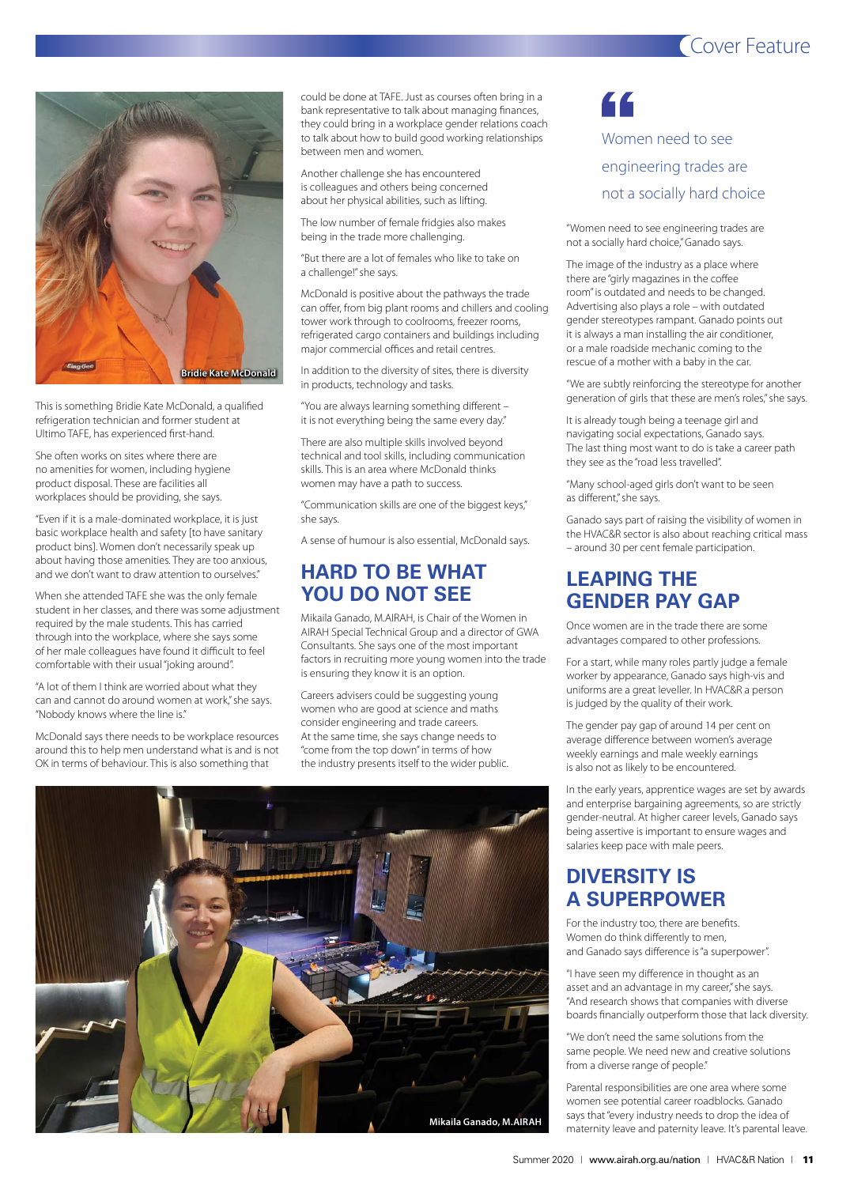This is something Bridie Kate McDonald, a qualified refrigeration technician and former student at Ultimo TAFE, has experienced first-hand.

Bridie Kate McDonald

She often works on sites where there are no amenities for women, including hygiene product disposal. These are facilities all workplaces should be providing, she says.

"Even if it is a male-dominated workplace, it is just basic workplace health and safety [to have sanitary product bins]. Women don't necessarily speak up about having those amenities. They are too anxious, and we don't want to draw attention to ourselves."

When she attended TAFE she was the only female student in her classes, and there was some adjustment required by the male students. This has carried through into the workplace, where she says some of her male colleagues have found it difficult to feel comfortable with their usual "joking around".

"A lot of them I think are worried about what they can and cannot do around women at work," she says. "Nobody knows where the line is."

McDonald says there needs to be workplace resources around this to help men understand what is and is not OK in terms of behaviour. This is also something that could be done at TAFE. Just as courses often bring in a bank representative to talk about managing finances, they could bring in a workplace gender relations coach to talk about how to build good working relationships between men and women.

Another challenge she has encountered is colleagues and others being concerned about her physical abilities, such as lifting.

The low number of female fridgies also makes being in the trade more challenging.

"But there are a lot of females who like to take on a challenge!" she says.

McDonald is positive about the pathways the trade can offer, from big plant rooms and chillers and cooling tower work through to coolrooms, freezer rooms, refrigerated cargo containers and buildings including major commercial offices and retail centres.

In addition to the diversity of sites, there is diversity in products, technology and tasks.

"You are always learning something different – it is not everything being the same every day."

There are also multiple skills involved beyond technical and tool skills, including communication skills. This is an area where McDonald thinks women may have a path to success.

"Communication skills are one of the biggest keys," she says.

A sense of humour is also essential, McDonald says.

## HARD TO BE WHAT YOU DO NOT SEE

Mikaila Ganado, M.AIRAH, is Chair of the Women in AIRAH Special Technical Group and a director of GWA Consultants. She says one of the most important factors in recruiting more young women into the trade is ensuring they know it is an option.

Careers advisers could be suggesting young women who are good at science and maths consider engineering and trade careers. At the same time, she says change needs to "come from the top down" in terms of how the industry presents itself to the wider public.

Mikaila Ganado, M.AIRAH

> Women need to see engineering trades are not a socially hard choice

"Women need to see engineering trades are not a socially hard choice," Ganado says.

The image of the industry as a place where there are "girly magazines in the coffee room" is outdated and needs to be changed. Advertising also plays a role – with outdated gender stereotypes rampant. Ganado points out it is always a man installing the air conditioner, or a male roadside mechanic coming to the rescue of a mother with a baby in the car.

"We are subtly reinforcing the stereotype for another generation of girls that these are men's roles," she says.

It is already tough being a teenage girl and navigating social expectations, Ganado says. The last thing most want to do is take a career path they see as the "road less travelled".

"Many school-aged girls don't want to be seen as different," she says.

Ganado says part of raising the visibility of women in the HVAC&R sector is also about reaching critical mass – around 30 per cent female participation.

## LEAPING THE GENDER PAY GAP

Once women are in the trade there are some advantages compared to other professions.

For a start, while many roles partly judge a female worker by appearance, Ganado says high-vis and uniforms are a great leveller. In HVAC&R a person is judged by the quality of their work.

The gender pay gap of around 14 per cent on average difference between women's average weekly earnings and male weekly earnings is also not as likely to be encountered.

In the early years, apprentice wages are set by awards and enterprise bargaining agreements, so are strictly gender-neutral. At higher career levels, Ganado says being assertive is important to ensure wages and salaries keep pace with male peers.

## DIVERSITY IS A SUPERPOWER

For the industry too, there are benefits. Women do think differently to men, and Ganado says difference is "a superpower".

"I have seen my difference in thought as an asset and an advantage in my career," she says. "And research shows that companies with diverse boards financially outperform those that lack diversity.

"We don't need the same solutions from the same people. We need new and creative solutions from a diverse range of people."

Parental responsibilities are one area where some women see potential career roadblocks. Ganado says that "every industry needs to drop the idea of maternity leave and paternity leave. It's parental leave.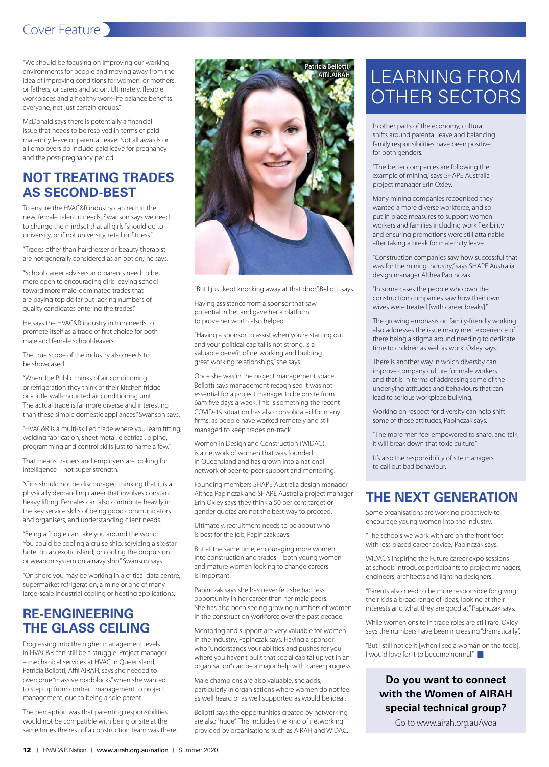"We should be focusing on improving our working environments for people and moving away from the idea of improving conditions for women, or mothers, or fathers, or carers and so on. Ultimately, flexible workplaces and a healthy work-life balance benefits everyone, not just certain groups."

McDonald says there is potentially a financial issue that needs to be resolved in terms of paid maternity leave or parental leave. Not all awards or all employers do include paid leave for pregnancy and the post-pregnancy period.

## NOT TREATING TRADES AS SECOND-BEST

To ensure the HVAC&R industry can recruit the new, female talent it needs, Swanson says we need to change the mindset that all girls "should go to university, or if not university, retail or fitness."

"Trades other than hairdresser or beauty therapist are not generally considered as an option," he says.

"School career advisers and parents need to be more open to encouraging girls leaving school toward more male-dominated trades that are paying top dollar but lacking numbers of quality candidates entering the trades."

He says the HVAC&R industry in turn needs to promote itself as a trade of first choice for both male and female school-leavers.

The true scope of the industry also needs to be showcased.

"When Joe Public thinks of air conditioning or refrigeration they think of their kitchen fridge or a little wall-mounted air conditioning unit. The actual trade is far more diverse and interesting than these simple domestic appliances," Swanson says.

"HVAC&R is a multi-skilled trade where you learn fitting, welding fabrication, sheet metal, electrical, piping, programming and control skills just to name a few."

That means trainers and employers are looking for intelligence – not super strength.

"Girls should not be discouraged thinking that it is a physically demanding career that involves constant heavy lifting. Females can also contribute heavily in the key service skills of being good communicators and organisers, and understanding client needs.

"Being a fridgie can take you around the world. You could be cooling a cruise ship, servicing a six-star hotel on an exotic island, or cooling the propulsion or weapon system on a navy ship," Swanson says.

"On shore you may be working in a critical data centre, supermarket refrigeration, a mine or one of many large-scale industrial cooling or heating applications."

## RE-ENGINEERING THE GLASS CEILING

Progressing into the higher management levels in HVAC&R can still be a struggle. Project manager – mechanical services at HVAC in Queensland, Patricia Bellotti, Affil.AIRAH, says she needed to overcome "massive roadblocks" when she wanted to step up from contract management to project management, due to being a sole parent.

The perception was that parenting responsibilities would not be compatible with being onsite at the same times the rest of a construction team was there.

Patricia Bellotti, Affil.AIRAH

"But I just kept knocking away at that door," Bellotti says.

Having assistance from a sponsor that saw potential in her and gave her a platform to prove her worth also helped.

"Having a sponsor to assist when you're starting out and your political capital is not strong, is a valuable benefit of networking and building great working relationships," she says.

Once she was in the project management space, Bellotti says management recognised it was not essential for a project manager to be onsite from 6am five days a week. This is something the recent COVID-19 situation has also consolidated for many firms, as people have worked remotely and still managed to keep trades on-track.

Women in Design and Construction (WIDAC) is a network of women that was founded in Queensland and has grown into a national network of peer-to-peer support and mentoring.

Founding members SHAPE Australia design manager Althea Papinczak and SHAPE Australia project manager Erin Oxley says they think a 50 per cent target or gender quotas are not the best way to proceed.

Ultimately, recruitment needs to be about who is best for the job, Papinczak says.

But at the same time, encouraging more women into construction and trades – both young women and mature women looking to change careers – is important.

Papinczak says she has never felt she had less opportunity in her career than her male peers. She has also been seeing growing numbers of women in the construction workforce over the past decade.

Mentoring and support are very valuable for women in the industry, Papinczak says. Having a sponsor who "understands your abilities and pushes for you where you haven't built that social capital up yet in an organisation" can be a major help with career progress.

Male champions are also valuable, she adds, particularly in organisations where women do not feel as well heard or as well supported as would be ideal.

Bellotti says the opportunities created by networking are also "huge". This includes the kind of networking provided by organisations such as AIRAH and WIDAC.

## LEARNING FROM OTHER SECTORS

In other parts of the economy, cultural shifts around parental leave and balancing family responsibilities have been positive for both genders.

"The better companies are following the example of mining," says SHAPE Australia project manager Erin Oxley.

Many mining companies recognised they wanted a more diverse workforce, and so put in place measures to support women workers and families including work flexibility and ensuring promotions were still attainable after taking a break for maternity leave.

"Construction companies saw how successful that was for the mining industry," says SHAPE Australia design manager Althea Papinczak.

"In some cases the people who own the construction companies saw how their own wives were treated [with career breaks]."

The growing emphasis on family-friendly working also addresses the issue many men experience of there being a stigma around needing to dedicate time to children as well as work, Oxley says.

There is another way in which diversity can improve company culture for male workers and that is in terms of addressing some of the underlying attitudes and behaviours that can lead to serious workplace bullying.

Working on respect for diversity can help shift some of those attitudes, Papinczak says.

"The more men feel empowered to share, and talk, it will break down that toxic culture."

It's also the responsibility of site managers to call out bad behaviour.

## THE NEXT GENERATION

Some organisations are working proactively to encourage young women into the industry.

"The schools we work with are on the front foot with less biased career advice," Papinczak says.

WIDAC's Inspiring the Future career expo sessions at schools introduce participants to project managers, engineers, architects and lighting designers.

"Parents also need to be more responsible for giving their kids a broad range of ideas, looking at their interests and what they are good at," Papinczak says.

While women onsite in trade roles are still rare, Oxley says the numbers have been increasing "dramatically".

"But I still notice it [when I see a woman on the tools]. I would love for it to become normal."

**Do you want to connect with the Women of AIRAH special technical group?**

Go to www.airah.org.au/woa